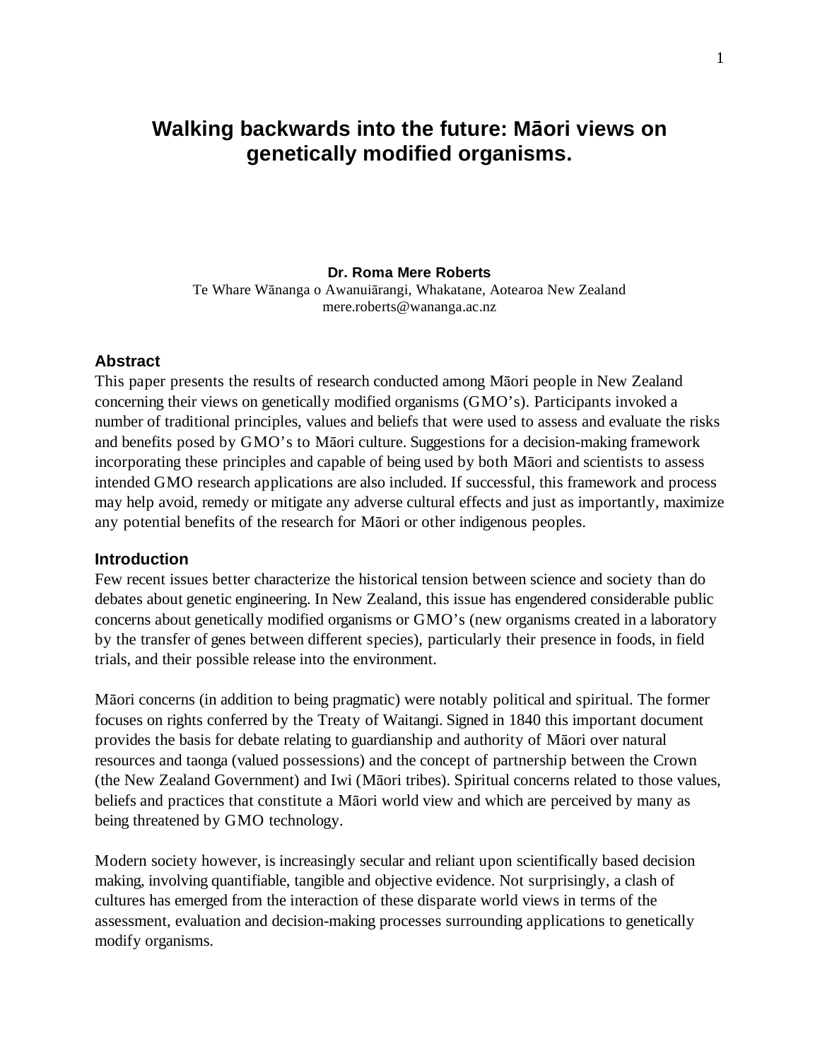# Walking backwards into the future: Māori views on genetically modified organisms.

**Dr. Roma Mere Roberts**
Te Whare Wānanga o Awanuiārangi, Whakatane, Aotearoa New Zealand
mere.roberts@wananga.ac.nz

## Abstract

This paper presents the results of research conducted among Māori people in New Zealand concerning their views on genetically modified organisms (GMO's). Participants invoked a number of traditional principles, values and beliefs that were used to assess and evaluate the risks and benefits posed by GMO's to Māori culture. Suggestions for a decision-making framework incorporating these principles and capable of being used by both Māori and scientists to assess intended GMO research applications are also included. If successful, this framework and process may help avoid, remedy or mitigate any adverse cultural effects and just as importantly, maximize any potential benefits of the research for Māori or other indigenous peoples.

## Introduction

Few recent issues better characterize the historical tension between science and society than do debates about genetic engineering. In New Zealand, this issue has engendered considerable public concerns about genetically modified organisms or GMO's (new organisms created in a laboratory by the transfer of genes between different species), particularly their presence in foods, in field trials, and their possible release into the environment.

Māori concerns (in addition to being pragmatic) were notably political and spiritual. The former focuses on rights conferred by the Treaty of Waitangi. Signed in 1840 this important document provides the basis for debate relating to guardianship and authority of Māori over natural resources and taonga (valued possessions) and the concept of partnership between the Crown (the New Zealand Government) and Iwi (Māori tribes). Spiritual concerns related to those values, beliefs and practices that constitute a Māori world view and which are perceived by many as being threatened by GMO technology.

Modern society however, is increasingly secular and reliant upon scientifically based decision making, involving quantifiable, tangible and objective evidence. Not surprisingly, a clash of cultures has emerged from the interaction of these disparate world views in terms of the assessment, evaluation and decision-making processes surrounding applications to genetically modify organisms.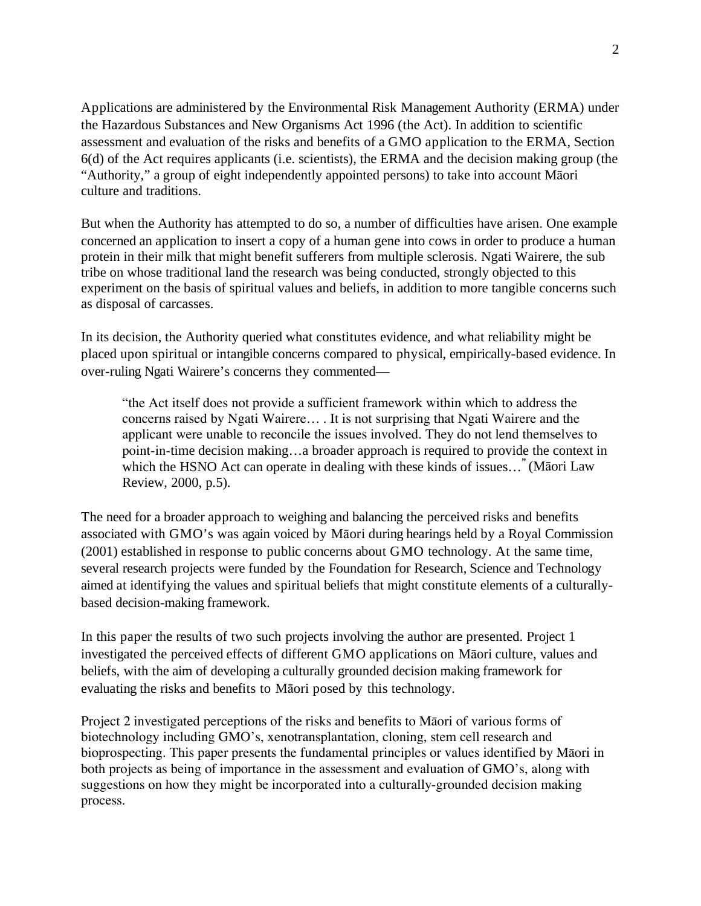Applications are administered by the Environmental Risk Management Authority (ERMA) under the Hazardous Substances and New Organisms Act 1996 (the Act). In addition to scientific assessment and evaluation of the risks and benefits of a GMO application to the ERMA, Section 6(d) of the Act requires applicants (i.e. scientists), the ERMA and the decision making group (the "Authority," a group of eight independently appointed persons) to take into account Māori culture and traditions.

But when the Authority has attempted to do so, a number of difficulties have arisen. One example concerned an application to insert a copy of a human gene into cows in order to produce a human protein in their milk that might benefit sufferers from multiple sclerosis. Ngati Wairere, the sub tribe on whose traditional land the research was being conducted, strongly objected to this experiment on the basis of spiritual values and beliefs, in addition to more tangible concerns such as disposal of carcasses.

In its decision, the Authority queried what constitutes evidence, and what reliability might be placed upon spiritual or intangible concerns compared to physical, empirically-based evidence. In over-ruling Ngati Wairere's concerns they commented—

> "the Act itself does not provide a sufficient framework within which to address the concerns raised by Ngati Wairere… . It is not surprising that Ngati Wairere and the applicant were unable to reconcile the issues involved. They do not lend themselves to point-in-time decision making…a broader approach is required to provide the context in which the HSNO Act can operate in dealing with these kinds of issues…" (Māori Law Review, 2000, p.5).

The need for a broader approach to weighing and balancing the perceived risks and benefits associated with GMO's was again voiced by Māori during hearings held by a Royal Commission (2001) established in response to public concerns about GMO technology. At the same time, several research projects were funded by the Foundation for Research, Science and Technology aimed at identifying the values and spiritual beliefs that might constitute elements of a culturally-based decision-making framework.

In this paper the results of two such projects involving the author are presented. Project 1 investigated the perceived effects of different GMO applications on Māori culture, values and beliefs, with the aim of developing a culturally grounded decision making framework for evaluating the risks and benefits to Māori posed by this technology.

Project 2 investigated perceptions of the risks and benefits to Māori of various forms of biotechnology including GMO's, xenotransplantation, cloning, stem cell research and bioprospecting. This paper presents the fundamental principles or values identified by Māori in both projects as being of importance in the assessment and evaluation of GMO's, along with suggestions on how they might be incorporated into a culturally-grounded decision making process.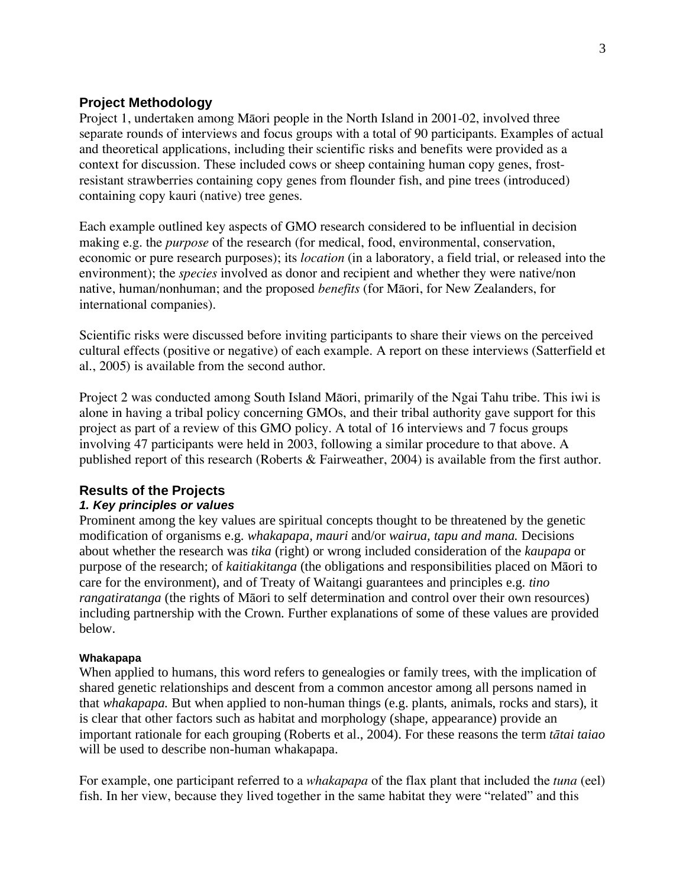## Project Methodology

Project 1, undertaken among Māori people in the North Island in 2001-02, involved three separate rounds of interviews and focus groups with a total of 90 participants. Examples of actual and theoretical applications, including their scientific risks and benefits were provided as a context for discussion. These included cows or sheep containing human copy genes, frost-resistant strawberries containing copy genes from flounder fish, and pine trees (introduced) containing copy kauri (native) tree genes.

Each example outlined key aspects of GMO research considered to be influential in decision making e.g. the *purpose* of the research (for medical, food, environmental, conservation, economic or pure research purposes); its *location* (in a laboratory, a field trial, or released into the environment); the *species* involved as donor and recipient and whether they were native/non native, human/nonhuman; and the proposed *benefits* (for Māori, for New Zealanders, for international companies).

Scientific risks were discussed before inviting participants to share their views on the perceived cultural effects (positive or negative) of each example. A report on these interviews (Satterfield et al., 2005) is available from the second author.

Project 2 was conducted among South Island Māori, primarily of the Ngai Tahu tribe. This iwi is alone in having a tribal policy concerning GMOs, and their tribal authority gave support for this project as part of a review of this GMO policy. A total of 16 interviews and 7 focus groups involving 47 participants were held in 2003, following a similar procedure to that above. A published report of this research (Roberts & Fairweather, 2004) is available from the first author.

## Results of the Projects

### *1. Key principles or values*

Prominent among the key values are spiritual concepts thought to be threatened by the genetic modification of organisms e.g. *whakapapa, mauri* and/or *wairua, tapu and mana.* Decisions about whether the research was *tika* (right) or wrong included consideration of the *kaupapa* or purpose of the research; of *kaitiakitanga* (the obligations and responsibilities placed on Māori to care for the environment), and of Treaty of Waitangi guarantees and principles e.g. *tino rangatiratanga* (the rights of Māori to self determination and control over their own resources) including partnership with the Crown. Further explanations of some of these values are provided below.

#### Whakapapa

When applied to humans, this word refers to genealogies or family trees, with the implication of shared genetic relationships and descent from a common ancestor among all persons named in that *whakapapa.* But when applied to non-human things (e.g. plants, animals, rocks and stars), it is clear that other factors such as habitat and morphology (shape, appearance) provide an important rationale for each grouping (Roberts et al., 2004). For these reasons the term *tātai taiao* will be used to describe non-human whakapapa.

For example, one participant referred to a *whakapapa* of the flax plant that included the *tuna* (eel) fish. In her view, because they lived together in the same habitat they were "related" and this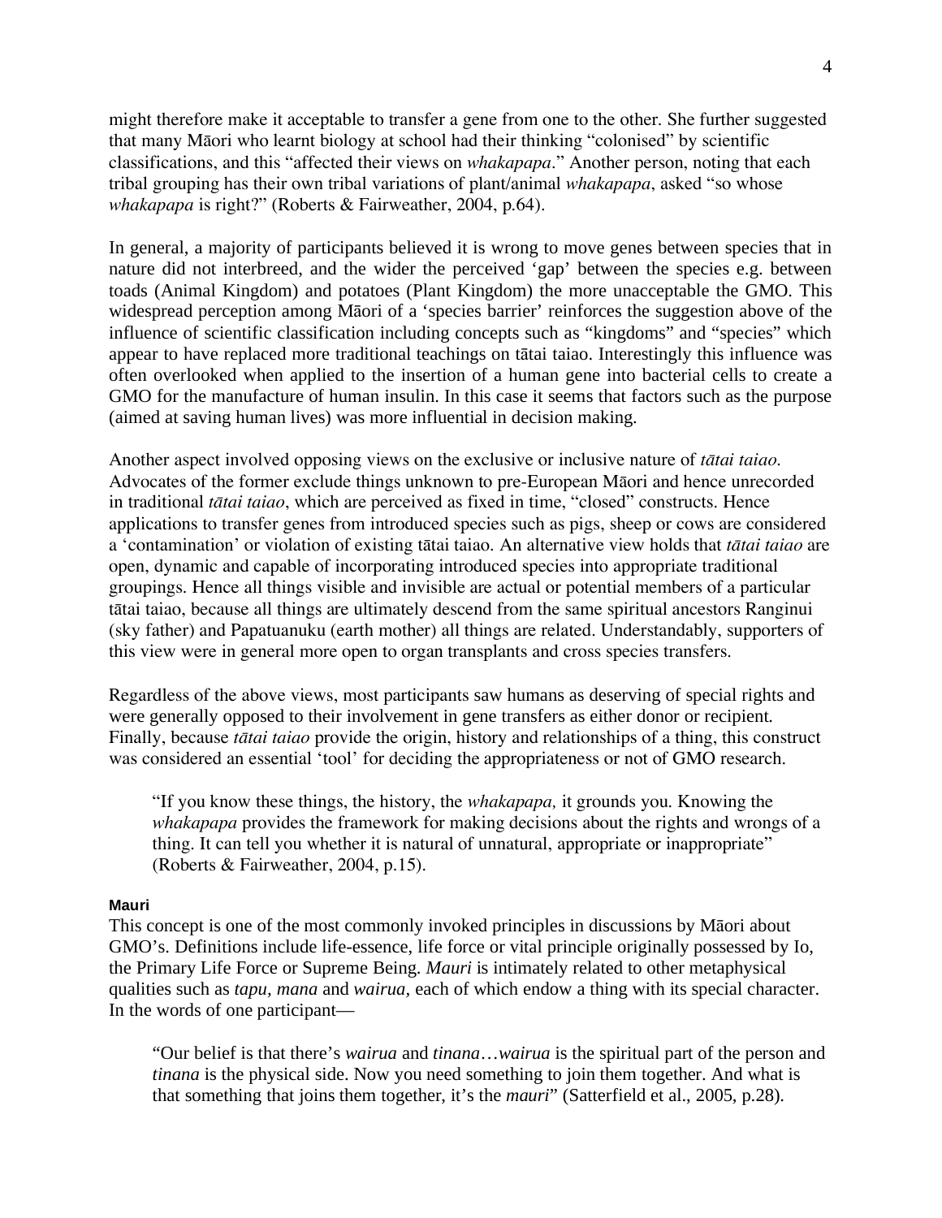might therefore make it acceptable to transfer a gene from one to the other. She further suggested that many Māori who learnt biology at school had their thinking "colonised" by scientific classifications, and this "affected their views on *whakapapa*." Another person, noting that each tribal grouping has their own tribal variations of plant/animal *whakapapa*, asked "so whose *whakapapa* is right?" (Roberts & Fairweather, 2004, p.64).

In general, a majority of participants believed it is wrong to move genes between species that in nature did not interbreed, and the wider the perceived 'gap' between the species e.g. between toads (Animal Kingdom) and potatoes (Plant Kingdom) the more unacceptable the GMO. This widespread perception among Māori of a 'species barrier' reinforces the suggestion above of the influence of scientific classification including concepts such as "kingdoms" and "species" which appear to have replaced more traditional teachings on tātai taiao. Interestingly this influence was often overlooked when applied to the insertion of a human gene into bacterial cells to create a GMO for the manufacture of human insulin. In this case it seems that factors such as the purpose (aimed at saving human lives) was more influential in decision making.

Another aspect involved opposing views on the exclusive or inclusive nature of *tātai taiao*. Advocates of the former exclude things unknown to pre-European Māori and hence unrecorded in traditional *tātai taiao*, which are perceived as fixed in time, "closed" constructs. Hence applications to transfer genes from introduced species such as pigs, sheep or cows are considered a 'contamination' or violation of existing tātai taiao. An alternative view holds that *tātai taiao* are open, dynamic and capable of incorporating introduced species into appropriate traditional groupings. Hence all things visible and invisible are actual or potential members of a particular tātai taiao, because all things are ultimately descend from the same spiritual ancestors Ranginui (sky father) and Papatuanuku (earth mother) all things are related. Understandably, supporters of this view were in general more open to organ transplants and cross species transfers.

Regardless of the above views, most participants saw humans as deserving of special rights and were generally opposed to their involvement in gene transfers as either donor or recipient. Finally, because *tātai taiao* provide the origin, history and relationships of a thing, this construct was considered an essential 'tool' for deciding the appropriateness or not of GMO research.

> "If you know these things, the history, the *whakapapa*, it grounds you. Knowing the *whakapapa* provides the framework for making decisions about the rights and wrongs of a thing. It can tell you whether it is natural of unnatural, appropriate or inappropriate" (Roberts & Fairweather, 2004, p.15).

#### Mauri

This concept is one of the most commonly invoked principles in discussions by Māori about GMO's. Definitions include life-essence, life force or vital principle originally possessed by Io, the Primary Life Force or Supreme Being. *Mauri* is intimately related to other metaphysical qualities such as *tapu, mana* and *wairua,* each of which endow a thing with its special character. In the words of one participant—

> "Our belief is that there's *wairua* and *tinana*…*wairua* is the spiritual part of the person and *tinana* is the physical side. Now you need something to join them together. And what is that something that joins them together, it's the *mauri*" (Satterfield et al., 2005, p.28).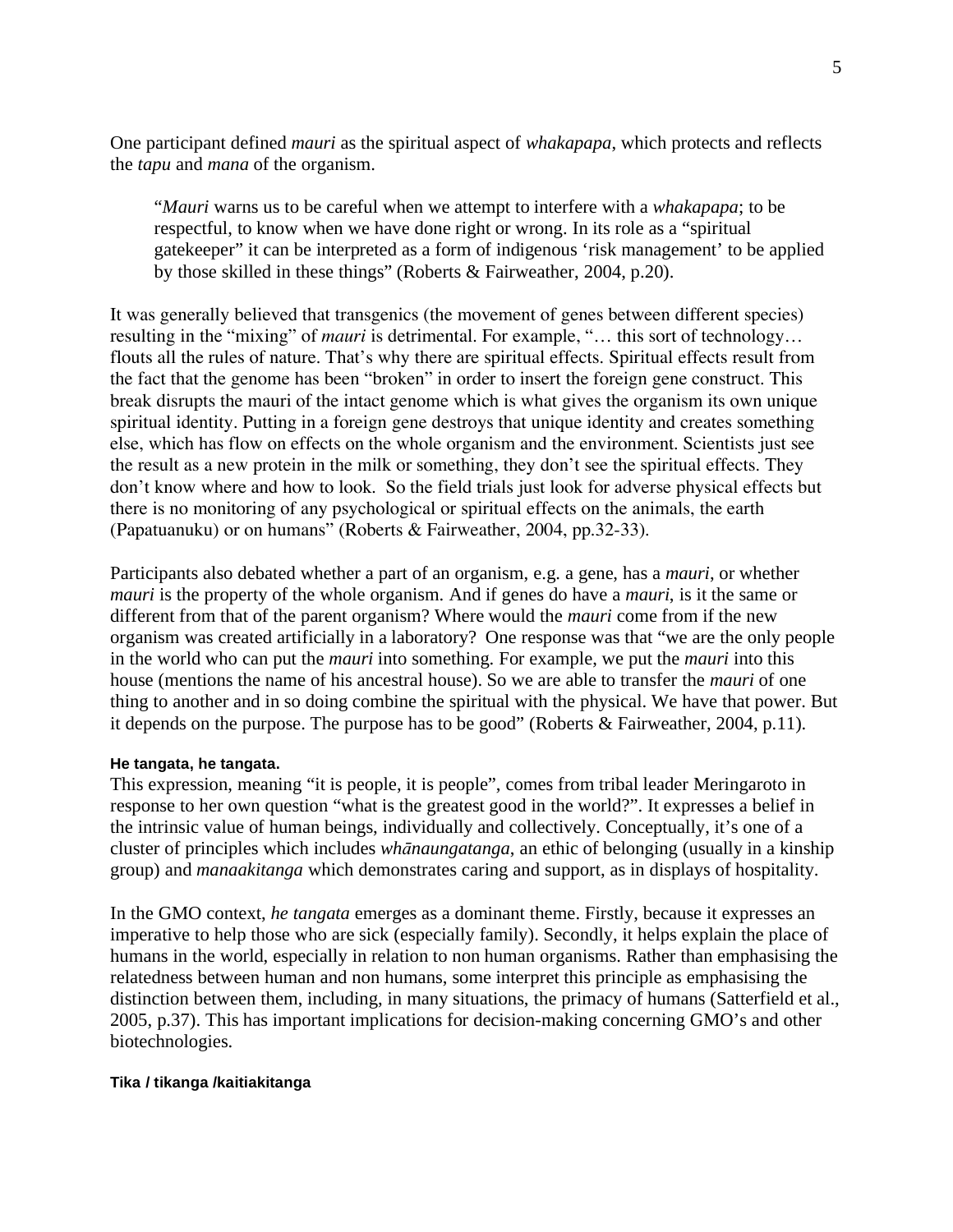One participant defined *mauri* as the spiritual aspect of *whakapapa*, which protects and reflects the *tapu* and *mana* of the organism.

> "*Mauri* warns us to be careful when we attempt to interfere with a *whakapapa*; to be respectful, to know when we have done right or wrong. In its role as a "spiritual gatekeeper" it can be interpreted as a form of indigenous 'risk management' to be applied by those skilled in these things" (Roberts & Fairweather, 2004, p.20).

It was generally believed that transgenics (the movement of genes between different species) resulting in the "mixing" of *mauri* is detrimental. For example, "… this sort of technology… flouts all the rules of nature. That's why there are spiritual effects. Spiritual effects result from the fact that the genome has been "broken" in order to insert the foreign gene construct. This break disrupts the mauri of the intact genome which is what gives the organism its own unique spiritual identity. Putting in a foreign gene destroys that unique identity and creates something else, which has flow on effects on the whole organism and the environment. Scientists just see the result as a new protein in the milk or something, they don't see the spiritual effects. They don't know where and how to look. So the field trials just look for adverse physical effects but there is no monitoring of any psychological or spiritual effects on the animals, the earth (Papatuanuku) or on humans" (Roberts & Fairweather, 2004, pp.32-33).

Participants also debated whether a part of an organism, e.g. a gene, has a *mauri*, or whether *mauri* is the property of the whole organism. And if genes do have a *mauri*, is it the same or different from that of the parent organism? Where would the *mauri* come from if the new organism was created artificially in a laboratory? One response was that "we are the only people in the world who can put the *mauri* into something. For example, we put the *mauri* into this house (mentions the name of his ancestral house). So we are able to transfer the *mauri* of one thing to another and in so doing combine the spiritual with the physical. We have that power. But it depends on the purpose. The purpose has to be good" (Roberts & Fairweather, 2004, p.11).

#### He tangata, he tangata.

This expression, meaning "it is people, it is people", comes from tribal leader Meringaroto in response to her own question "what is the greatest good in the world?". It expresses a belief in the intrinsic value of human beings, individually and collectively. Conceptually, it's one of a cluster of principles which includes *whānaungatanga*, an ethic of belonging (usually in a kinship group) and *manaakitanga* which demonstrates caring and support, as in displays of hospitality.

In the GMO context, *he tangata* emerges as a dominant theme. Firstly, because it expresses an imperative to help those who are sick (especially family). Secondly, it helps explain the place of humans in the world, especially in relation to non human organisms. Rather than emphasising the relatedness between human and non humans, some interpret this principle as emphasising the distinction between them, including, in many situations, the primacy of humans (Satterfield et al., 2005, p.37). This has important implications for decision-making concerning GMO's and other biotechnologies.

#### Tika / tikanga /kaitiakitanga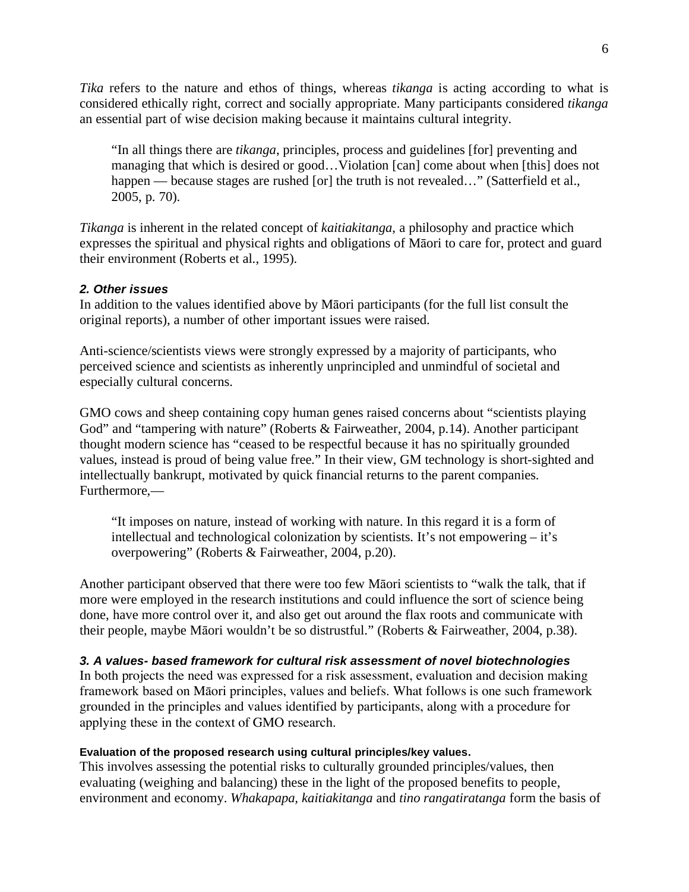*Tika* refers to the nature and ethos of things, whereas *tikanga* is acting according to what is considered ethically right, correct and socially appropriate. Many participants considered *tikanga* an essential part of wise decision making because it maintains cultural integrity.

> "In all things there are *tikanga*, principles, process and guidelines [for] preventing and managing that which is desired or good…Violation [can] come about when [this] does not happen — because stages are rushed [or] the truth is not revealed…" (Satterfield et al., 2005, p. 70).

*Tikanga* is inherent in the related concept of *kaitiakitanga*, a philosophy and practice which expresses the spiritual and physical rights and obligations of Māori to care for, protect and guard their environment (Roberts et al., 1995).

#### *2. Other issues*

In addition to the values identified above by Māori participants (for the full list consult the original reports), a number of other important issues were raised.

Anti-science/scientists views were strongly expressed by a majority of participants, who perceived science and scientists as inherently unprincipled and unmindful of societal and especially cultural concerns.

GMO cows and sheep containing copy human genes raised concerns about "scientists playing God" and "tampering with nature" (Roberts & Fairweather, 2004, p.14). Another participant thought modern science has "ceased to be respectful because it has no spiritually grounded values, instead is proud of being value free." In their view, GM technology is short-sighted and intellectually bankrupt, motivated by quick financial returns to the parent companies. Furthermore,—

> "It imposes on nature, instead of working with nature. In this regard it is a form of intellectual and technological colonization by scientists. It's not empowering – it's overpowering" (Roberts & Fairweather, 2004, p.20).

Another participant observed that there were too few Māori scientists to "walk the talk, that if more were employed in the research institutions and could influence the sort of science being done, have more control over it, and also get out around the flax roots and communicate with their people, maybe Māori wouldn't be so distrustful." (Roberts & Fairweather, 2004, p.38).

#### *3. A values- based framework for cultural risk assessment of novel biotechnologies*

In both projects the need was expressed for a risk assessment, evaluation and decision making framework based on Māori principles, values and beliefs. What follows is one such framework grounded in the principles and values identified by participants, along with a procedure for applying these in the context of GMO research.

##### Evaluation of the proposed research using cultural principles/key values.

This involves assessing the potential risks to culturally grounded principles/values, then evaluating (weighing and balancing) these in the light of the proposed benefits to people, environment and economy. *Whakapapa, kaitiakitanga* and *tino rangatiratanga* form the basis of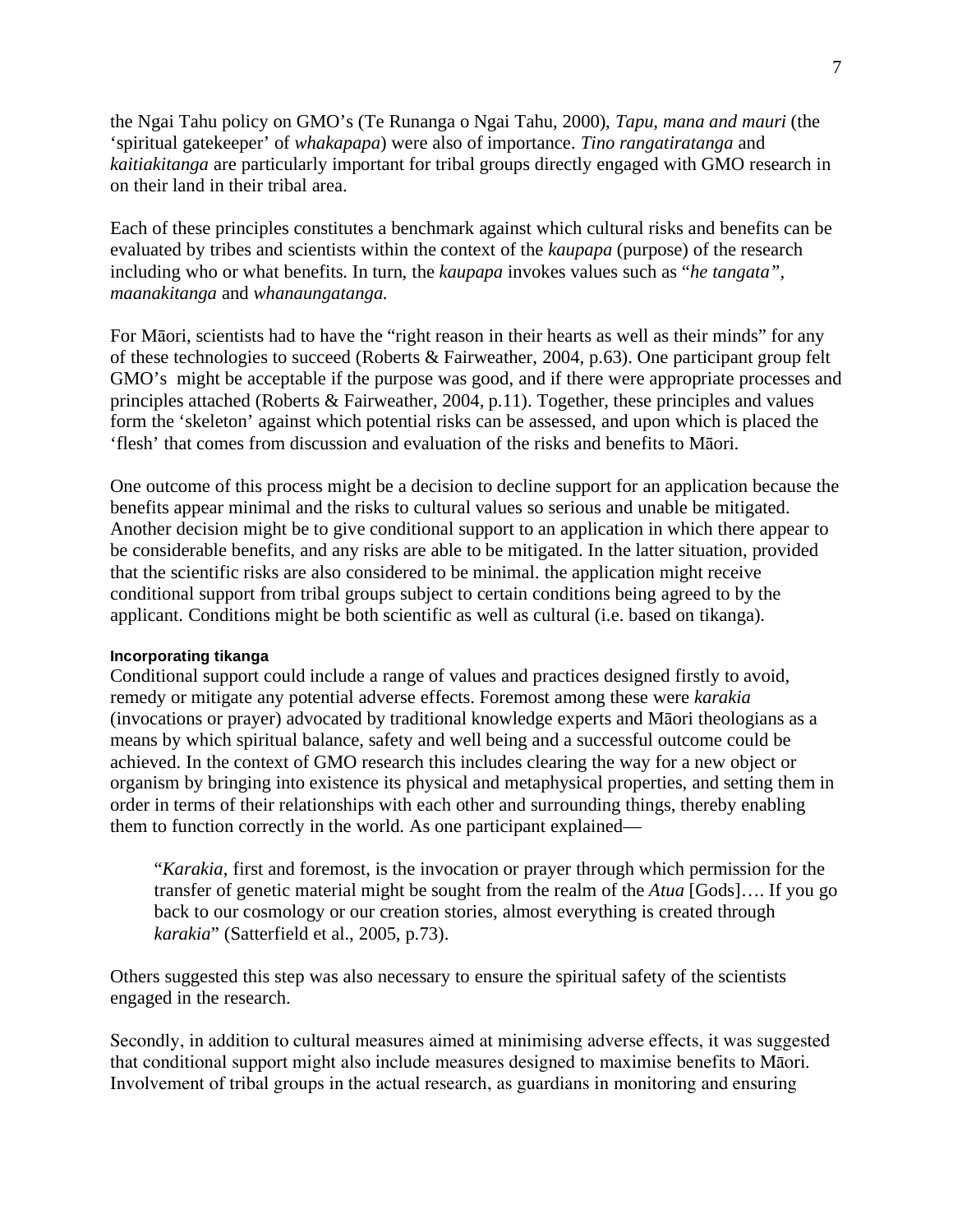the Ngai Tahu policy on GMO's (Te Runanga o Ngai Tahu, 2000), *Tapu, mana and mauri* (the 'spiritual gatekeeper' of *whakapapa*) were also of importance. *Tino rangatiratanga* and *kaitiakitanga* are particularly important for tribal groups directly engaged with GMO research in on their land in their tribal area.

Each of these principles constitutes a benchmark against which cultural risks and benefits can be evaluated by tribes and scientists within the context of the *kaupapa* (purpose) of the research including who or what benefits. In turn, the *kaupapa* invokes values such as "*he tangata",* *maanakitanga* and *whanaungatanga.*

For Māori, scientists had to have the "right reason in their hearts as well as their minds" for any of these technologies to succeed (Roberts & Fairweather, 2004, p.63). One participant group felt GMO's might be acceptable if the purpose was good, and if there were appropriate processes and principles attached (Roberts & Fairweather, 2004, p.11). Together, these principles and values form the 'skeleton' against which potential risks can be assessed, and upon which is placed the 'flesh' that comes from discussion and evaluation of the risks and benefits to Māori.

One outcome of this process might be a decision to decline support for an application because the benefits appear minimal and the risks to cultural values so serious and unable be mitigated. Another decision might be to give conditional support to an application in which there appear to be considerable benefits, and any risks are able to be mitigated. In the latter situation, provided that the scientific risks are also considered to be minimal. the application might receive conditional support from tribal groups subject to certain conditions being agreed to by the applicant. Conditions might be both scientific as well as cultural (i.e. based on tikanga).

#### Incorporating tikanga

Conditional support could include a range of values and practices designed firstly to avoid, remedy or mitigate any potential adverse effects. Foremost among these were *karakia* (invocations or prayer) advocated by traditional knowledge experts and Māori theologians as a means by which spiritual balance, safety and well being and a successful outcome could be achieved. In the context of GMO research this includes clearing the way for a new object or organism by bringing into existence its physical and metaphysical properties, and setting them in order in terms of their relationships with each other and surrounding things, thereby enabling them to function correctly in the world. As one participant explained—

> "*Karakia*, first and foremost, is the invocation or prayer through which permission for the transfer of genetic material might be sought from the realm of the *Atua* [Gods]…. If you go back to our cosmology or our creation stories, almost everything is created through *karakia*" (Satterfield et al., 2005, p.73).

Others suggested this step was also necessary to ensure the spiritual safety of the scientists engaged in the research.

Secondly, in addition to cultural measures aimed at minimising adverse effects, it was suggested that conditional support might also include measures designed to maximise benefits to Māori. Involvement of tribal groups in the actual research, as guardians in monitoring and ensuring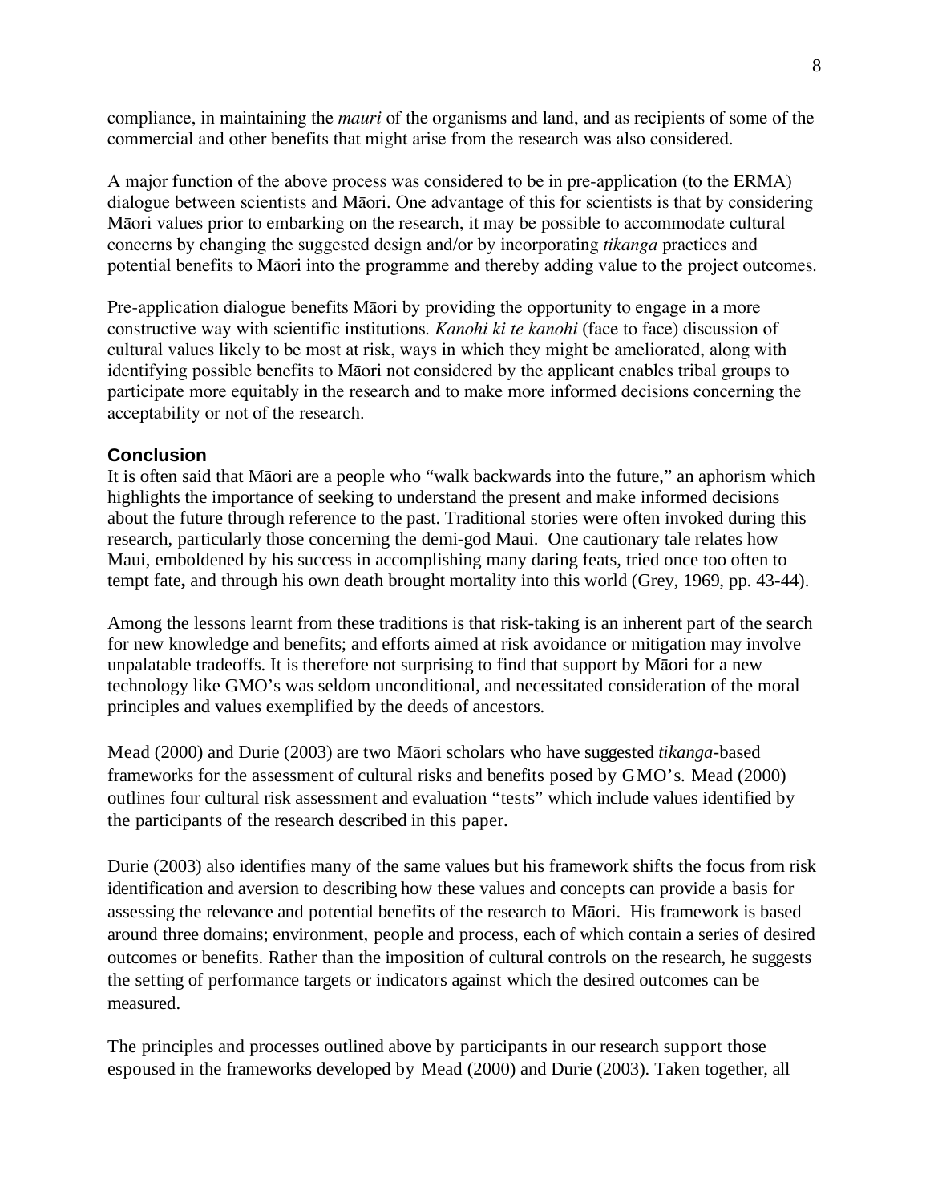compliance, in maintaining the *mauri* of the organisms and land, and as recipients of some of the commercial and other benefits that might arise from the research was also considered.

A major function of the above process was considered to be in pre-application (to the ERMA) dialogue between scientists and Māori. One advantage of this for scientists is that by considering Māori values prior to embarking on the research, it may be possible to accommodate cultural concerns by changing the suggested design and/or by incorporating *tikanga* practices and potential benefits to Māori into the programme and thereby adding value to the project outcomes.

Pre-application dialogue benefits Māori by providing the opportunity to engage in a more constructive way with scientific institutions. *Kanohi ki te kanohi* (face to face) discussion of cultural values likely to be most at risk, ways in which they might be ameliorated, along with identifying possible benefits to Māori not considered by the applicant enables tribal groups to participate more equitably in the research and to make more informed decisions concerning the acceptability or not of the research.

## Conclusion

It is often said that Māori are a people who "walk backwards into the future," an aphorism which highlights the importance of seeking to understand the present and make informed decisions about the future through reference to the past. Traditional stories were often invoked during this research, particularly those concerning the demi-god Maui. One cautionary tale relates how Maui, emboldened by his success in accomplishing many daring feats, tried once too often to tempt fate**,** and through his own death brought mortality into this world (Grey, 1969, pp. 43-44).

Among the lessons learnt from these traditions is that risk-taking is an inherent part of the search for new knowledge and benefits; and efforts aimed at risk avoidance or mitigation may involve unpalatable tradeoffs. It is therefore not surprising to find that support by Māori for a new technology like GMO's was seldom unconditional, and necessitated consideration of the moral principles and values exemplified by the deeds of ancestors.

Mead (2000) and Durie (2003) are two Māori scholars who have suggested *tikanga*-based frameworks for the assessment of cultural risks and benefits posed by GMO's. Mead (2000) outlines four cultural risk assessment and evaluation "tests" which include values identified by the participants of the research described in this paper.

Durie (2003) also identifies many of the same values but his framework shifts the focus from risk identification and aversion to describing how these values and concepts can provide a basis for assessing the relevance and potential benefits of the research to Māori. His framework is based around three domains; environment, people and process, each of which contain a series of desired outcomes or benefits. Rather than the imposition of cultural controls on the research, he suggests the setting of performance targets or indicators against which the desired outcomes can be measured.

The principles and processes outlined above by participants in our research support those espoused in the frameworks developed by Mead (2000) and Durie (2003). Taken together, all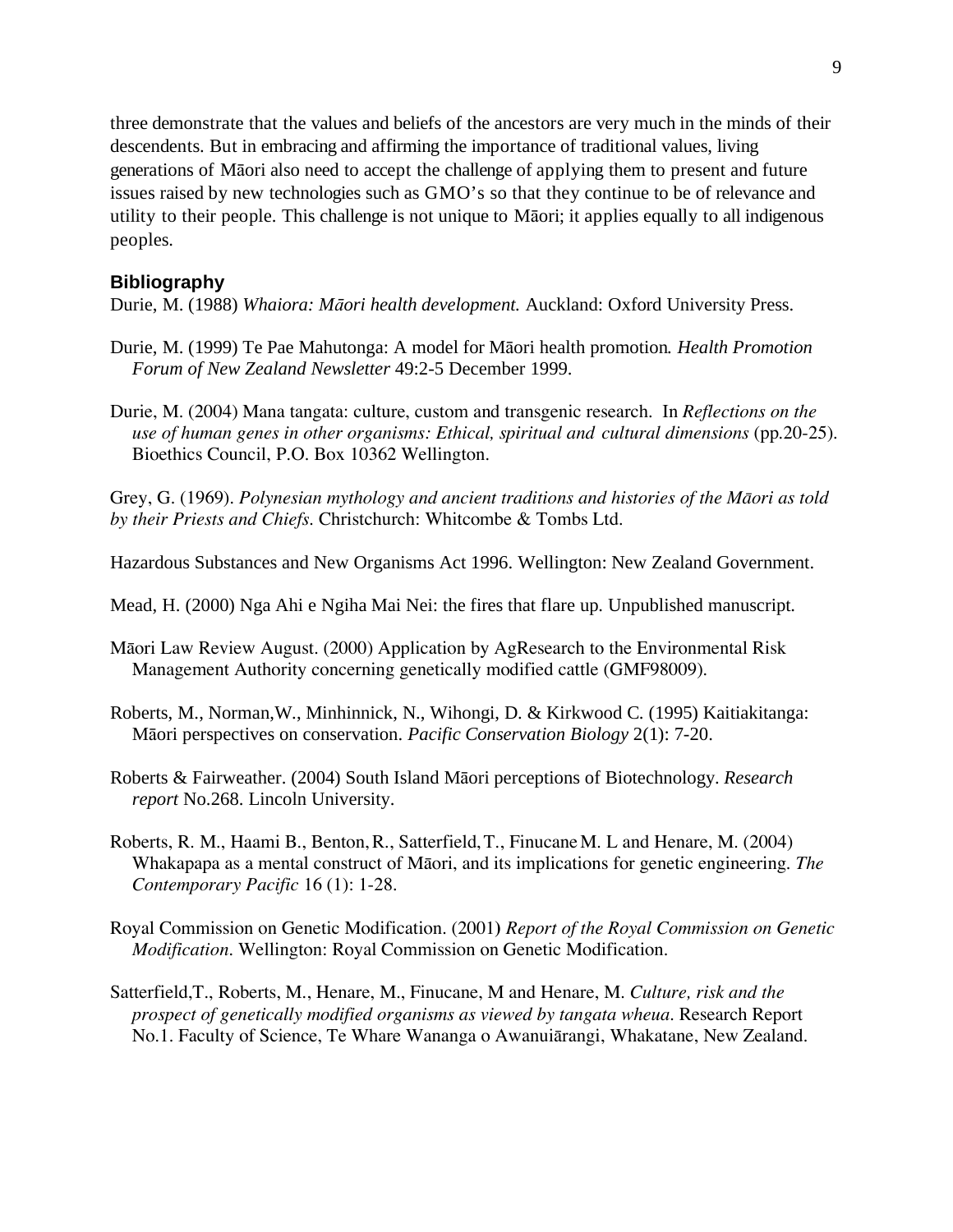three demonstrate that the values and beliefs of the ancestors are very much in the minds of their descendents. But in embracing and affirming the importance of traditional values, living generations of Māori also need to accept the challenge of applying them to present and future issues raised by new technologies such as GMO's so that they continue to be of relevance and utility to their people. This challenge is not unique to Māori; it applies equally to all indigenous peoples.

## Bibliography

Durie, M. (1988) *Whaiora: Māori health development.* Auckland: Oxford University Press.

Durie, M. (1999) Te Pae Mahutonga: A model for Māori health promotion*. Health Promotion Forum of New Zealand Newsletter* 49:2-5 December 1999.

Durie, M. (2004) Mana tangata: culture, custom and transgenic research. In *Reflections on the use of human genes in other organisms: Ethical, spiritual and cultural dimensions* (pp.20-25). Bioethics Council, P.O. Box 10362 Wellington.

Grey, G. (1969). *Polynesian mythology and ancient traditions and histories of the Māori as told by their Priests and Chiefs*. Christchurch: Whitcombe & Tombs Ltd.

Hazardous Substances and New Organisms Act 1996. Wellington: New Zealand Government.

Mead, H. (2000) Nga Ahi e Ngiha Mai Nei: the fires that flare up. Unpublished manuscript.

Māori Law Review August. (2000) Application by AgResearch to the Environmental Risk Management Authority concerning genetically modified cattle (GMF98009).

Roberts, M., Norman,W., Minhinnick, N., Wihongi, D. & Kirkwood C. (1995) Kaitiakitanga: Māori perspectives on conservation. *Pacific Conservation Biology* 2(1): 7-20.

Roberts & Fairweather. (2004) South Island Māori perceptions of Biotechnology. *Research report* No.268. Lincoln University.

Roberts, R. M., Haami B., Benton, R., Satterfield, T., Finucane M. L and Henare, M. (2004) Whakapapa as a mental construct of Māori, and its implications for genetic engineering. *The Contemporary Pacific* 16 (1): 1-28.

Royal Commission on Genetic Modification. (2001) *Report of the Royal Commission on Genetic Modification*. Wellington: Royal Commission on Genetic Modification.

Satterfield,T., Roberts, M., Henare, M., Finucane, M and Henare, M. *Culture, risk and the prospect of genetically modified organisms as viewed by tangata wheua*. Research Report No.1. Faculty of Science, Te Whare Wananga o Awanuiārangi, Whakatane, New Zealand.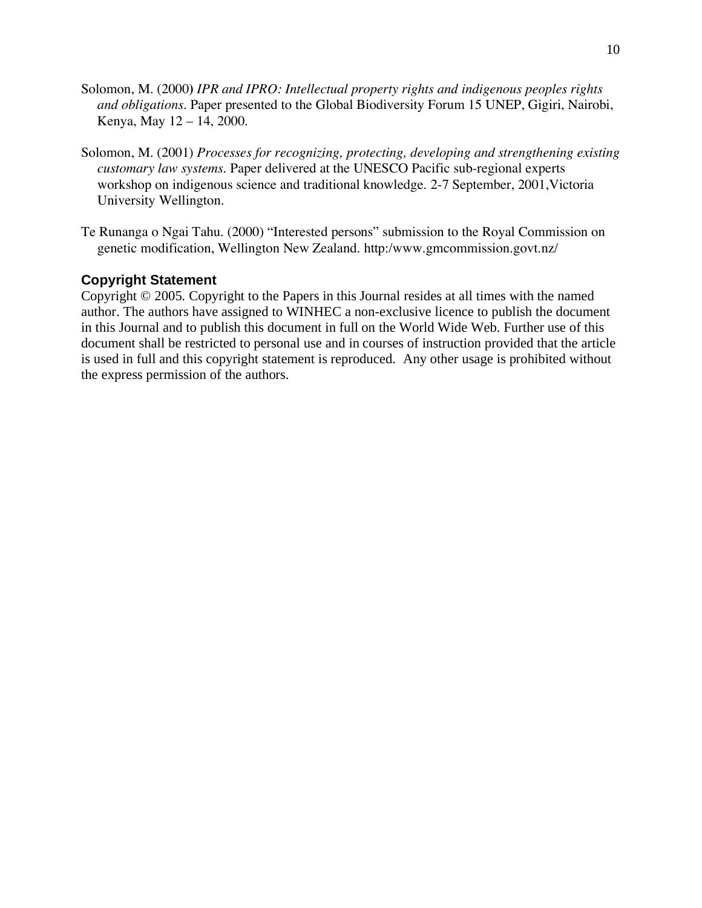Solomon, M. (2000) *IPR and IPRO: Intellectual property rights and indigenous peoples rights and obligations*. Paper presented to the Global Biodiversity Forum 15 UNEP, Gigiri, Nairobi, Kenya, May 12 – 14, 2000.

Solomon, M. (2001) *Processes for recognizing, protecting, developing and strengthening existing customary law systems*. Paper delivered at the UNESCO Pacific sub-regional experts workshop on indigenous science and traditional knowledge. 2-7 September, 2001,Victoria University Wellington.

Te Runanga o Ngai Tahu. (2000) "Interested persons" submission to the Royal Commission on genetic modification, Wellington New Zealand. http:/www.gmcommission.govt.nz/

## Copyright Statement

Copyright © 2005. Copyright to the Papers in this Journal resides at all times with the named author. The authors have assigned to WINHEC a non-exclusive licence to publish the document in this Journal and to publish this document in full on the World Wide Web. Further use of this document shall be restricted to personal use and in courses of instruction provided that the article is used in full and this copyright statement is reproduced. Any other usage is prohibited without the express permission of the authors.